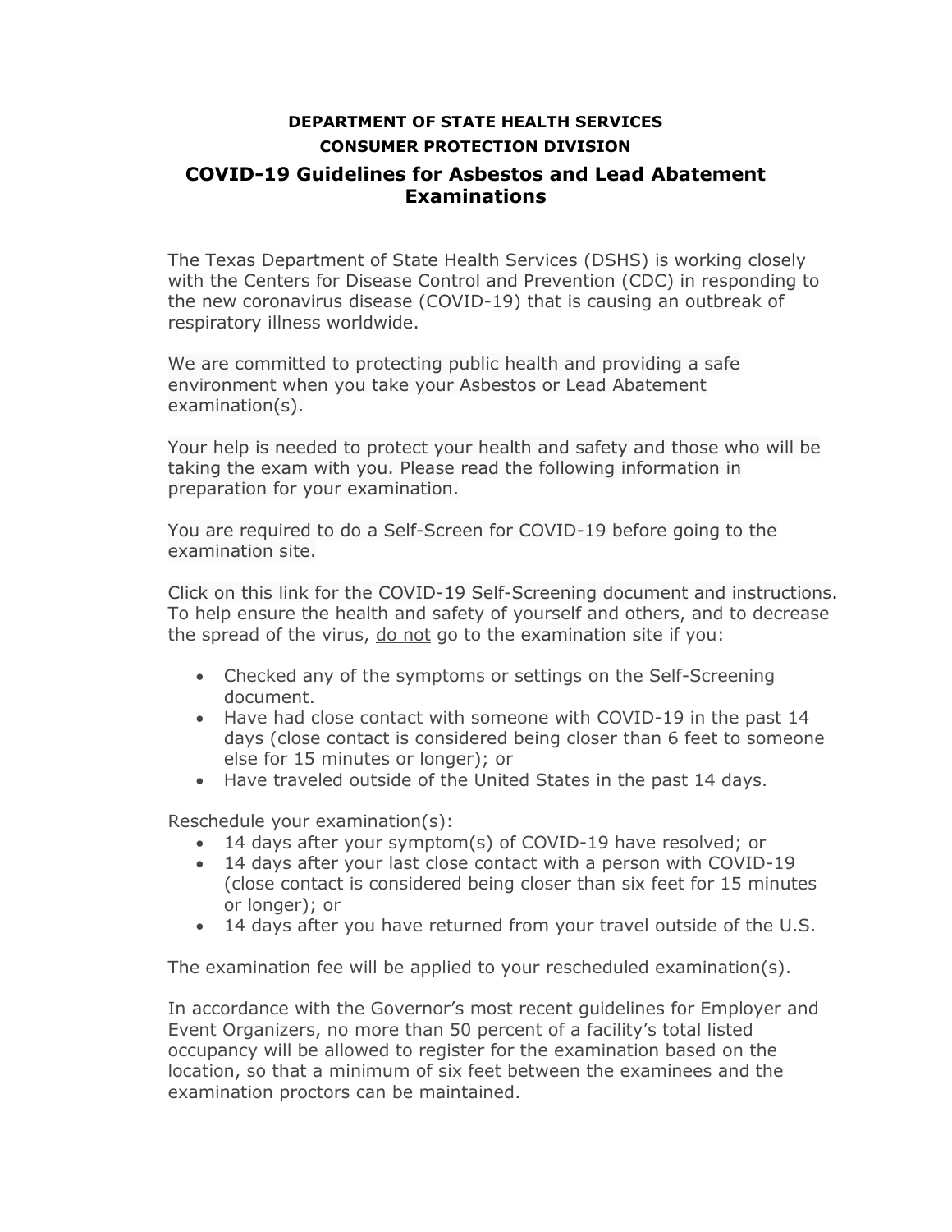**DEPARTMENT OF STATE HEALTH SERVICES**
**CONSUMER PROTECTION DIVISION**

# COVID-19 Guidelines for Asbestos and Lead Abatement Examinations

The Texas Department of State Health Services (DSHS) is working closely with the Centers for Disease Control and Prevention (CDC) in responding to the new coronavirus disease (COVID-19) that is causing an outbreak of respiratory illness worldwide.

We are committed to protecting public health and providing a safe environment when you take your Asbestos or Lead Abatement examination(s).

Your help is needed to protect your health and safety and those who will be taking the exam with you. Please read the following information in preparation for your examination.

You are required to do a Self-Screen for COVID-19 before going to the examination site.

Click on this link for the COVID-19 Self-Screening document and instructions. To help ensure the health and safety of yourself and others, and to decrease the spread of the virus, do not go to the examination site if you:

- Checked any of the symptoms or settings on the Self-Screening document.
- Have had close contact with someone with COVID-19 in the past 14 days (close contact is considered being closer than 6 feet to someone else for 15 minutes or longer); or
- Have traveled outside of the United States in the past 14 days.

Reschedule your examination(s):

- 14 days after your symptom(s) of COVID-19 have resolved; or
- 14 days after your last close contact with a person with COVID-19 (close contact is considered being closer than six feet for 15 minutes or longer); or
- 14 days after you have returned from your travel outside of the U.S.

The examination fee will be applied to your rescheduled examination(s).

In accordance with the Governor's most recent guidelines for Employer and Event Organizers, no more than 50 percent of a facility's total listed occupancy will be allowed to register for the examination based on the location, so that a minimum of six feet between the examinees and the examination proctors can be maintained.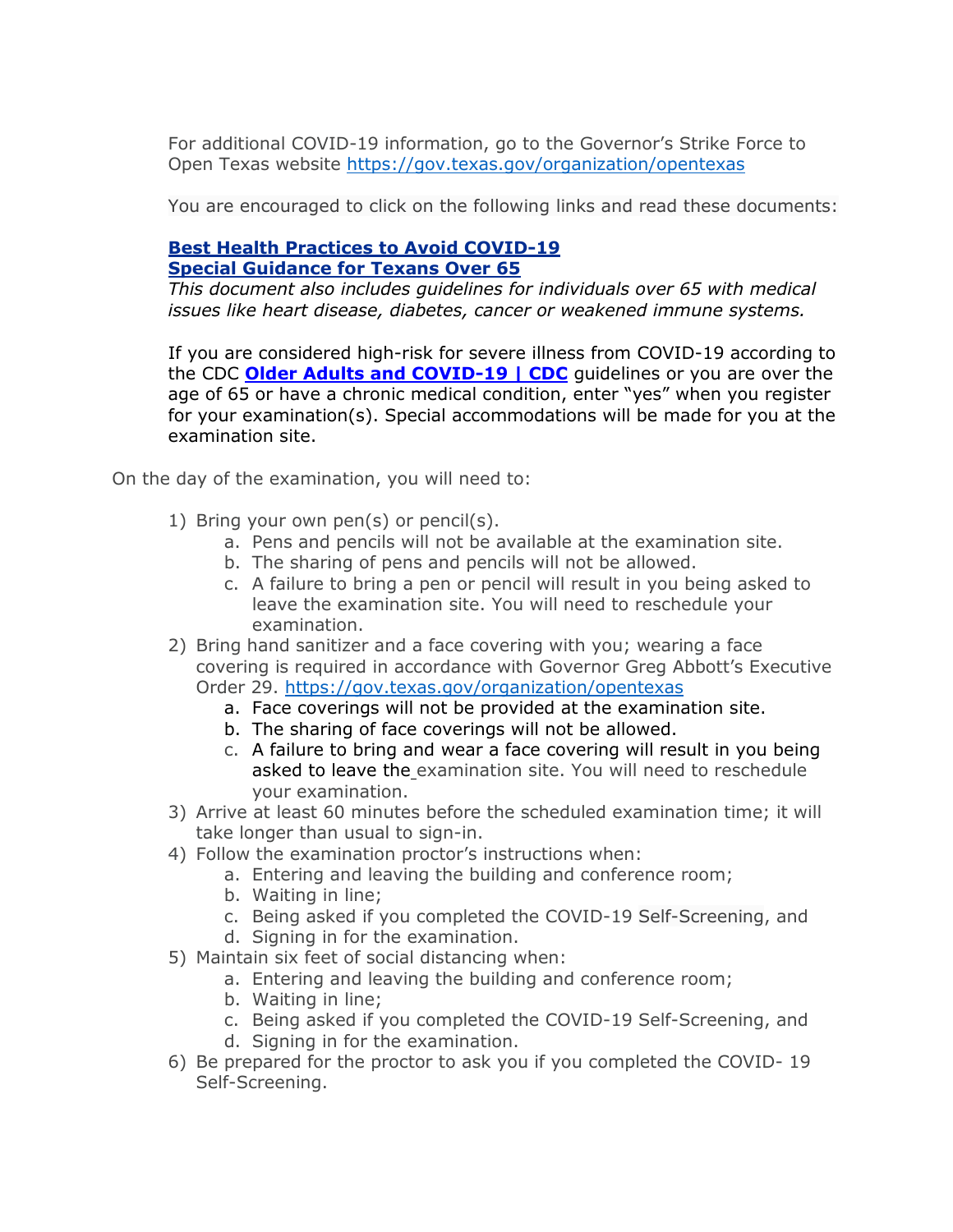For additional COVID-19 information, go to the Governor's Strike Force to Open Texas website https://gov.texas.gov/organization/opentexas

You are encouraged to click on the following links and read these documents:

**Best Health Practices to Avoid COVID-19**
**Special Guidance for Texans Over 65**
*This document also includes guidelines for individuals over 65 with medical issues like heart disease, diabetes, cancer or weakened immune systems.*

If you are considered high-risk for severe illness from COVID-19 according to the CDC **Older Adults and COVID-19 | CDC** guidelines or you are over the age of 65 or have a chronic medical condition, enter "yes" when you register for your examination(s). Special accommodations will be made for you at the examination site.

On the day of the examination, you will need to:

1) Bring your own pen(s) or pencil(s).
    a. Pens and pencils will not be available at the examination site.
    b. The sharing of pens and pencils will not be allowed.
    c. A failure to bring a pen or pencil will result in you being asked to leave the examination site. You will need to reschedule your examination.
2) Bring hand sanitizer and a face covering with you; wearing a face covering is required in accordance with Governor Greg Abbott's Executive Order 29. https://gov.texas.gov/organization/opentexas
    a. Face coverings will not be provided at the examination site.
    b. The sharing of face coverings will not be allowed.
    c. A failure to bring and wear a face covering will result in you being asked to leave the examination site. You will need to reschedule your examination.
3) Arrive at least 60 minutes before the scheduled examination time; it will take longer than usual to sign-in.
4) Follow the examination proctor's instructions when:
    a. Entering and leaving the building and conference room;
    b. Waiting in line;
    c. Being asked if you completed the COVID-19 Self-Screening, and
    d. Signing in for the examination.
5) Maintain six feet of social distancing when:
    a. Entering and leaving the building and conference room;
    b. Waiting in line;
    c. Being asked if you completed the COVID-19 Self-Screening, and
    d. Signing in for the examination.
6) Be prepared for the proctor to ask you if you completed the COVID- 19 Self-Screening.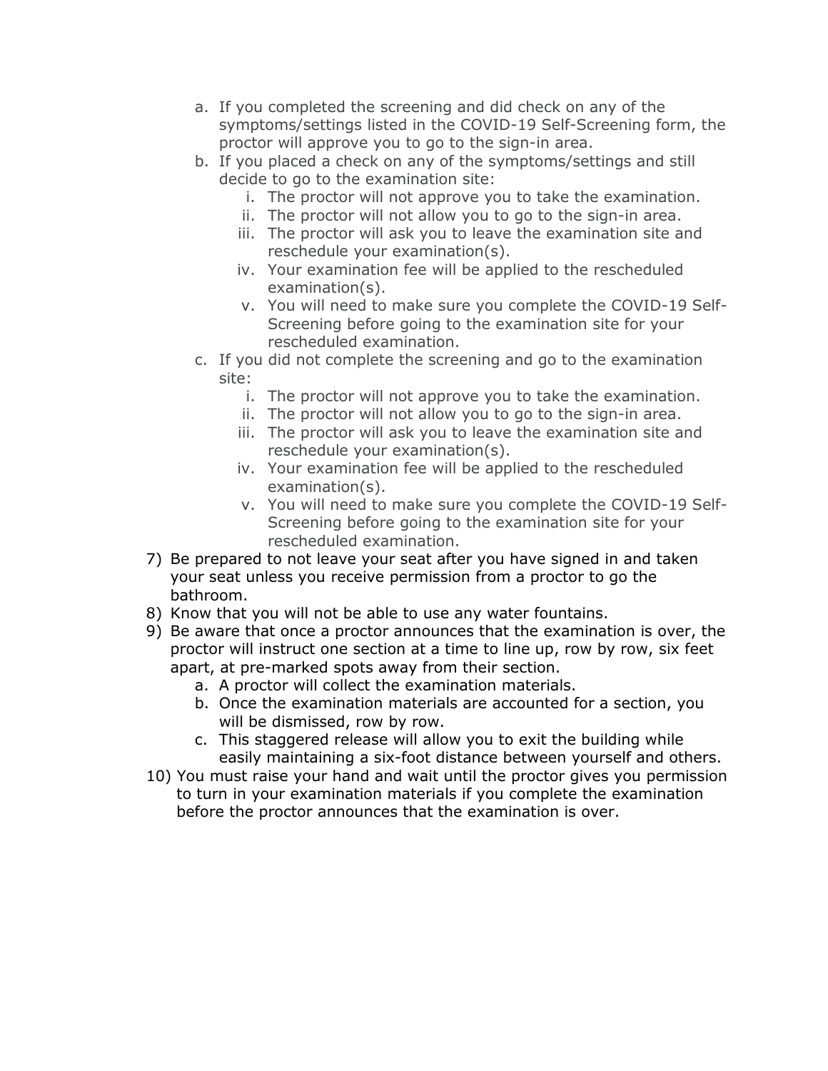a. If you completed the screening and did check on any of the symptoms/settings listed in the COVID-19 Self-Screening form, the proctor will approve you to go to the sign-in area.
   b. If you placed a check on any of the symptoms/settings and still decide to go to the examination site:
      i. The proctor will not approve you to take the examination.
      ii. The proctor will not allow you to go to the sign-in area.
      iii. The proctor will ask you to leave the examination site and reschedule your examination(s).
      iv. Your examination fee will be applied to the rescheduled examination(s).
      v. You will need to make sure you complete the COVID-19 Self-Screening before going to the examination site for your rescheduled examination.
   c. If you did not complete the screening and go to the examination site:
      i. The proctor will not approve you to take the examination.
      ii. The proctor will not allow you to go to the sign-in area.
      iii. The proctor will ask you to leave the examination site and reschedule your examination(s).
      iv. Your examination fee will be applied to the rescheduled examination(s).
      v. You will need to make sure you complete the COVID-19 Self-Screening before going to the examination site for your rescheduled examination.

7) Be prepared to not leave your seat after you have signed in and taken your seat unless you receive permission from a proctor to go the bathroom.
8) Know that you will not be able to use any water fountains.
9) Be aware that once a proctor announces that the examination is over, the proctor will instruct one section at a time to line up, row by row, six feet apart, at pre-marked spots away from their section.
   a. A proctor will collect the examination materials.
   b. Once the examination materials are accounted for a section, you will be dismissed, row by row.
   c. This staggered release will allow you to exit the building while easily maintaining a six-foot distance between yourself and others.
10) You must raise your hand and wait until the proctor gives you permission to turn in your examination materials if you complete the examination before the proctor announces that the examination is over.